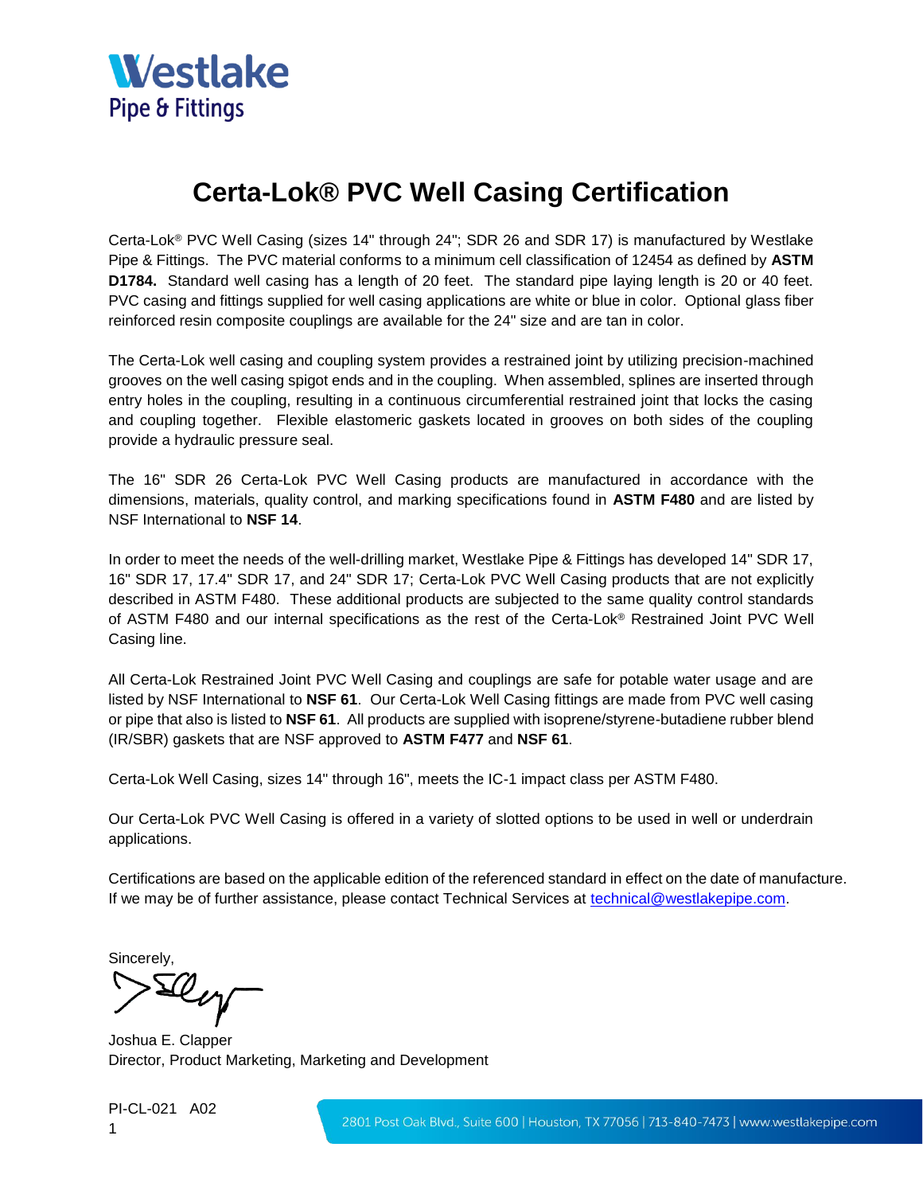Westlake
Pipe & Fittings

# Certa-Lok® PVC Well Casing Certification

Certa-Lok® PVC Well Casing (sizes 14" through 24"; SDR 26 and SDR 17) is manufactured by Westlake Pipe & Fittings. The PVC material conforms to a minimum cell classification of 12454 as defined by **ASTM D1784.** Standard well casing has a length of 20 feet. The standard pipe laying length is 20 or 40 feet. PVC casing and fittings supplied for well casing applications are white or blue in color. Optional glass fiber reinforced resin composite couplings are available for the 24" size and are tan in color.

The Certa-Lok well casing and coupling system provides a restrained joint by utilizing precision-machined grooves on the well casing spigot ends and in the coupling. When assembled, splines are inserted through entry holes in the coupling, resulting in a continuous circumferential restrained joint that locks the casing and coupling together. Flexible elastomeric gaskets located in grooves on both sides of the coupling provide a hydraulic pressure seal.

The 16" SDR 26 Certa-Lok PVC Well Casing products are manufactured in accordance with the dimensions, materials, quality control, and marking specifications found in **ASTM F480** and are listed by NSF International to **NSF 14**.

In order to meet the needs of the well-drilling market, Westlake Pipe & Fittings has developed 14" SDR 17, 16" SDR 17, 17.4" SDR 17, and 24" SDR 17; Certa-Lok PVC Well Casing products that are not explicitly described in ASTM F480. These additional products are subjected to the same quality control standards of ASTM F480 and our internal specifications as the rest of the Certa-Lok® Restrained Joint PVC Well Casing line.

All Certa-Lok Restrained Joint PVC Well Casing and couplings are safe for potable water usage and are listed by NSF International to **NSF 61**. Our Certa-Lok Well Casing fittings are made from PVC well casing or pipe that also is listed to **NSF 61**. All products are supplied with isoprene/styrene-butadiene rubber blend (IR/SBR) gaskets that are NSF approved to **ASTM F477** and **NSF 61**.

Certa-Lok Well Casing, sizes 14" through 16", meets the IC-1 impact class per ASTM F480.

Our Certa-Lok PVC Well Casing is offered in a variety of slotted options to be used in well or underdrain applications.

Certifications are based on the applicable edition of the referenced standard in effect on the date of manufacture. If we may be of further assistance, please contact Technical Services at technical@westlakepipe.com.

Sincerely,

Joshua E. Clapper
Director, Product Marketing, Marketing and Development

PI-CL-021 A02

2801 Post Oak Blvd., Suite 600 | Houston, TX 77056 | 713-840-7473 | www.westlakepipe.com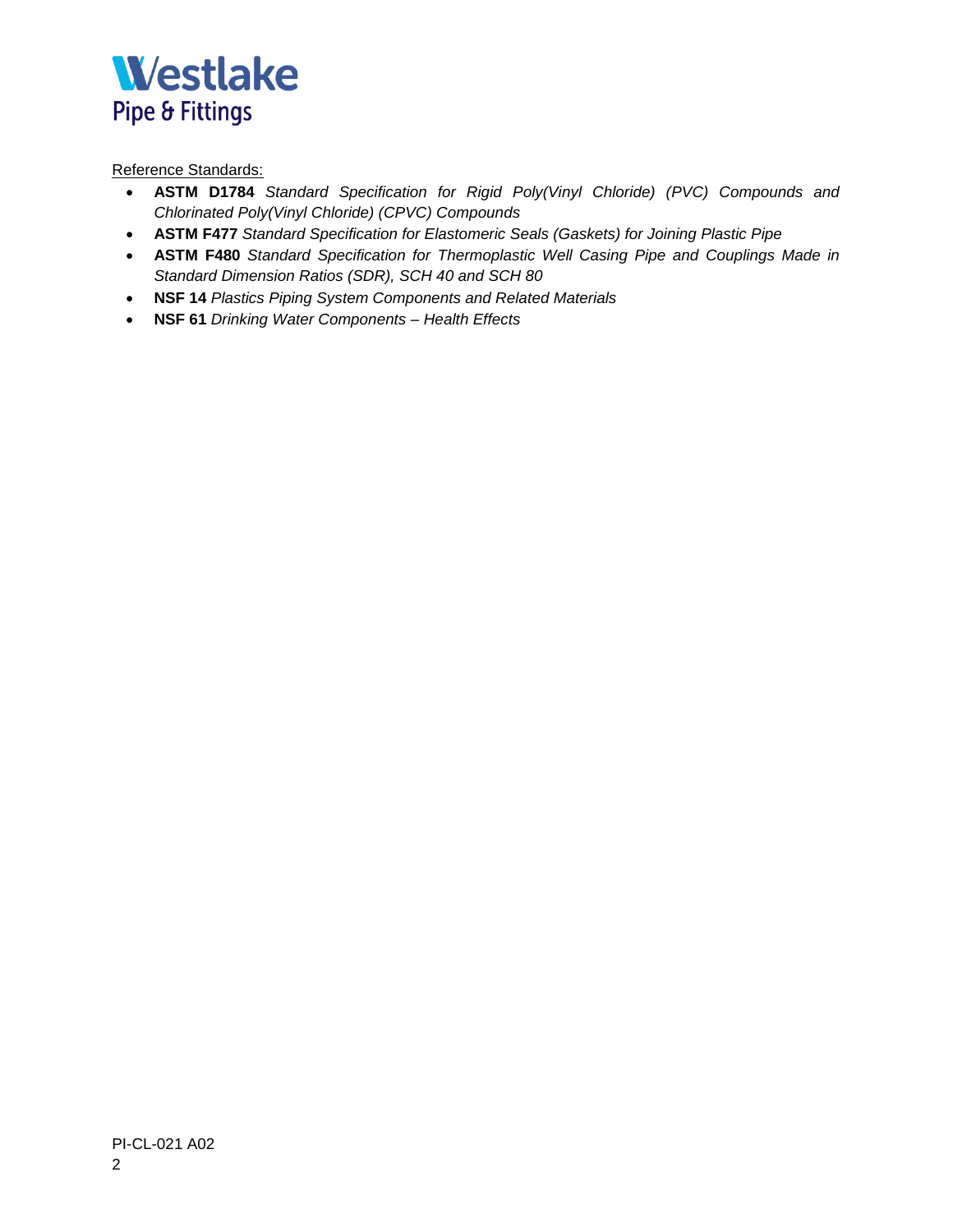Reference Standards:

- **ASTM D1784** *Standard Specification for Rigid Poly(Vinyl Chloride) (PVC) Compounds and Chlorinated Poly(Vinyl Chloride) (CPVC) Compounds*
- **ASTM F477** *Standard Specification for Elastomeric Seals (Gaskets) for Joining Plastic Pipe*
- **ASTM F480** *Standard Specification for Thermoplastic Well Casing Pipe and Couplings Made in Standard Dimension Ratios (SDR), SCH 40 and SCH 80*
- **NSF 14** *Plastics Piping System Components and Related Materials*
- **NSF 61** *Drinking Water Components – Health Effects*